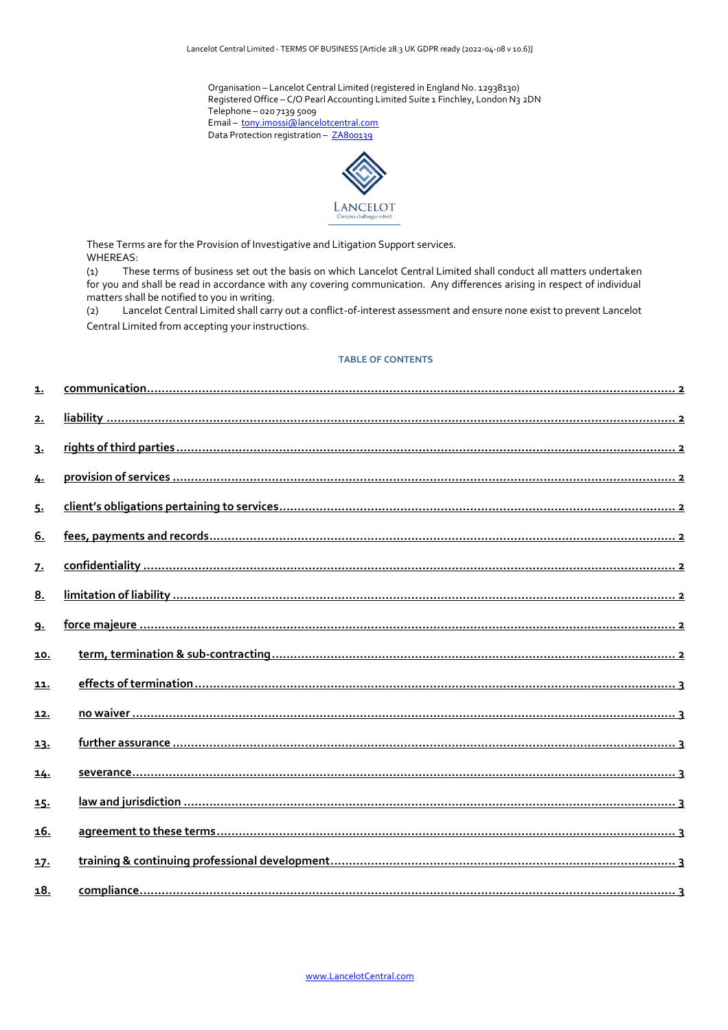Organisation – Lancelot Central Limited (registered in England No. 12938130)
Registered Office – C/O Pearl Accounting Limited Suite 1 Finchley, London N3 2DN
Telephone – 020 7139 5009
Email – tony.imossi@lancelotcentral.com
Data Protection registration – ZA800139

LANCELOT
Complex challenges solved

These Terms are for the Provision of Investigative and Litigation Support services.

WHEREAS:

(1) These terms of business set out the basis on which Lancelot Central Limited shall conduct all matters undertaken for you and shall be read in accordance with any covering communication. Any differences arising in respect of individual matters shall be notified to you in writing.

(2) Lancelot Central Limited shall carry out a conflict-of-interest assessment and ensure none exist to prevent Lancelot Central Limited from accepting your instructions.

**TABLE OF CONTENTS**

1. communication ........ 2
2. liability ........ 2
3. rights of third parties ........ 2
4. provision of services ........ 2
5. client's obligations pertaining to services ........ 2
6. fees, payments and records ........ 2
7. confidentiality ........ 2
8. limitation of liability ........ 2
9. force majeure ........ 2
10. term, termination & sub-contracting ........ 2
11. effects of termination ........ 3
12. no waiver ........ 3
13. further assurance ........ 3
14. severance ........ 3
15. law and jurisdiction ........ 3
16. agreement to these terms ........ 3
17. training & continuing professional development ........ 3
18. compliance ........ 3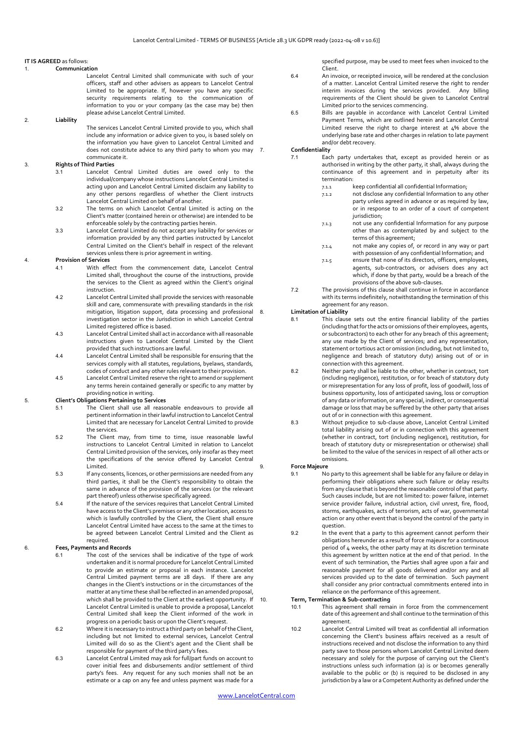**IT IS AGREED** as follows:

1. **Communication**

Lancelot Central Limited shall communicate with such of your officers, staff and other advisers as appears to Lancelot Central Limited to be appropriate. If, however you have any specific security requirements relating to the communication of information to you or your company (as the case may be) then please advise Lancelot Central Limited.

2. **Liability**

The services Lancelot Central Limited provide to you, which shall include any information or advice given to you, is based solely on the information you have given to Lancelot Central Limited and does not constitute advice to any third party to whom you may communicate it.

3. **Rights of Third Parties**

3.1 Lancelot Central Limited duties are owed only to the individual/company whose instructions Lancelot Central Limited is acting upon and Lancelot Central Limited disclaim any liability to any other persons regardless of whether the Client instructs Lancelot Central Limited on behalf of another.

3.2 The terms on which Lancelot Central Limited is acting on the Client's matter (contained herein or otherwise) are intended to be enforceable solely by the contracting parties herein.

3.3 Lancelot Central Limited do not accept any liability for services or information provided by any third parties instructed by Lancelot Central Limited on the Client's behalf in respect of the relevant services unless there is prior agreement in writing.

4. **Provision of Services**

4.1 With effect from the commencement date, Lancelot Central Limited shall, throughout the course of the instructions, provide the services to the Client as agreed within the Client's original instruction.

4.2 Lancelot Central Limited shall provide the services with reasonable skill and care, commensurate with prevailing standards in the risk mitigation, litigation support, data processing and professional investigation sector in the Jurisdiction in which Lancelot Central Limited registered office is based.

4.3 Lancelot Central Limited shall act in accordance with all reasonable instructions given to Lancelot Central Limited by the Client provided that such instructions are lawful.

4.4 Lancelot Central Limited shall be responsible for ensuring that the services comply with all statutes, regulations, byelaws, standards, codes of conduct and any other rules relevant to their provision.

4.5 Lancelot Central Limited reserve the right to amend or supplement any terms herein contained generally or specific to any matter by providing notice in writing.

5. **Client's Obligations Pertaining to Services**

5.1 The Client shall use all reasonable endeavours to provide all pertinent information in their lawful instruction to Lancelot Central Limited that are necessary for Lancelot Central Limited to provide the services.

5.2 The Client may, from time to time, issue reasonable lawful instructions to Lancelot Central Limited in relation to Lancelot Central Limited provision of the services, only insofar as they meet the specifications of the service offered by Lancelot Central Limited.

5.3 If any consents, licences, or other permissions are needed from any third parties, it shall be the Client's responsibility to obtain the same in advance of the provision of the services (or the relevant part thereof) unless otherwise specifically agreed.

5.4 If the nature of the services requires that Lancelot Central Limited have access to the Client's premises or any other location, access to which is lawfully controlled by the Client, the Client shall ensure Lancelot Central Limited have access to the same at the times to be agreed between Lancelot Central Limited and the Client as required.

6. **Fees, Payments and Records**

6.1 The cost of the services shall be indicative of the type of work undertaken and it is normal procedure for Lancelot Central Limited to provide an estimate or proposal in each instance. Lancelot Central Limited payment terms are 28 days. If there are any changes in the Client's instructions or in the circumstances of the matter at any time these shall be reflected in an amended proposal, which shall be provided to the Client at the earliest opportunity. If Lancelot Central Limited is unable to provide a proposal, Lancelot Central Limited shall keep the Client informed of the work in progress on a periodic basis or upon the Client's request.

6.2 Where it is necessary to instruct a third party on behalf of the Client, including but not limited to external services, Lancelot Central Limited will do so as the Client's agent and the Client shall be responsible for payment of the third party's fees.

6.3 Lancelot Central Limited may ask for full/part funds on account to cover initial fees and disbursements and/or settlement of third party's fees. Any request for any such monies shall not be an estimate or a cap on any fee and unless payment was made for a specified purpose, may be used to meet fees when invoiced to the Client.

6.4 An invoice, or receipted invoice, will be rendered at the conclusion of a matter. Lancelot Central Limited reserve the right to render interim invoices during the services provided. Any billing requirements of the Client should be given to Lancelot Central Limited prior to the services commencing.

6.5 Bills are payable in accordance with Lancelot Central Limited Payment Terms, which are outlined herein and Lancelot Central Limited reserve the right to charge interest at 4% above the underlying base rate and other charges in relation to late payment and/or debt recovery.

7. **Confidentiality**

7.1 Each party undertakes that, except as provided herein or as authorised in writing by the other party, it shall, always during the continuance of this agreement and in perpetuity after its termination:

7.1.1 keep confidential all confidential Information;

7.1.2 not disclose any confidential Information to any other party unless agreed in advance or as required by law, or in response to an order of a court of competent jurisdiction;

7.1.3 not use any confidential Information for any purpose other than as contemplated by and subject to the terms of this agreement;

7.1.4 not make any copies of, or record in any way or part with possession of any confidential Information; and

7.1.5 ensure that none of its directors, officers, employees, agents, sub-contractors, or advisers does any act which, if done by that party, would be a breach of the provisions of the above sub-clauses.

7.2 The provisions of this clause shall continue in force in accordance with its terms indefinitely, notwithstanding the termination of this agreement for any reason.

8. **Limitation of Liability**

8.1 This clause sets out the entire financial liability of the parties (including that for the acts or omissions of their employees, agents, or subcontractors) to each other for any breach of this agreement; any use made by the Client of services; and any representation, statement or tortious act or omission (including, but not limited to, negligence and breach of statutory duty) arising out of or in connection with this agreement.

8.2 Neither party shall be liable to the other, whether in contract, tort (including negligence), restitution, or for breach of statutory duty or misrepresentation for any loss of profit, loss of goodwill, loss of business opportunity, loss of anticipated saving, loss or corruption of any data or information, or any special, indirect, or consequential damage or loss that may be suffered by the other party that arises out of or in connection with this agreement.

8.3 Without prejudice to sub-clause above, Lancelot Central Limited total liability arising out of or in connection with this agreement (whether in contract, tort (including negligence), restitution, for breach of statutory duty or misrepresentation or otherwise) shall be limited to the value of the services in respect of all other acts or omissions.

9. **Force Majeure**

9.1 No party to this agreement shall be liable for any failure or delay in performing their obligations where such failure or delay results from any clause that is beyond the reasonable control of that party. Such causes include, but are not limited to: power failure, internet service provider failure, industrial action, civil unrest, fire, flood, storms, earthquakes, acts of terrorism, acts of war, governmental action or any other event that is beyond the control of the party in question.

9.2 In the event that a party to this agreement cannot perform their obligations hereunder as a result of force majeure for a continuous period of 4 weeks, the other party may at its discretion terminate this agreement by written notice at the end of that period. In the event of such termination, the Parties shall agree upon a fair and reasonable payment for all goods delivered and/or any and all services provided up to the date of termination. Such payment shall consider any prior contractual commitments entered into in reliance on the performance of this agreement.

10. **Term, Termination & Sub-contracting**

10.1 This agreement shall remain in force from the commencement date of this agreement and shall continue to the termination of this agreement.

10.2 Lancelot Central Limited will treat as confidential all information concerning the Client's business affairs received as a result of instructions received and not disclose the information to any third party save to those persons whom Lancelot Central Limited deem necessary and solely for the purpose of carrying out the Client's instructions unless such information (a) is or becomes generally available to the public or (b) is required to be disclosed in any jurisdiction by a law or a Competent Authority as defined under the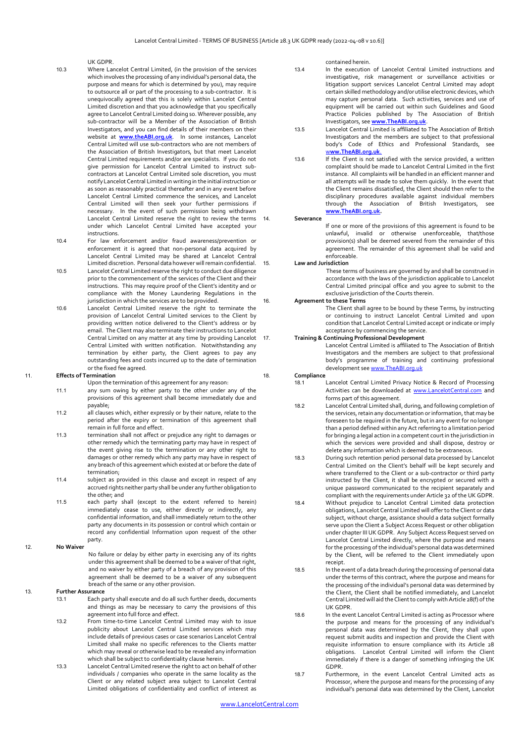UK GDPR.

10.3 Where Lancelot Central Limited, (in the provision of the services which involves the processing of any individual's personal data, the purpose and means for which is determined by you), may require to outsource all or part of the processing to a sub-contractor. It is unequivocally agreed that this is solely within Lancelot Central Limited discretion and that you acknowledge that you specifically agree to Lancelot Central Limited doing so. Wherever possible, any sub-contractor will be a Member of the Association of British Investigators, and you can find details of their members on their website at **www.theABI.org.uk**. In some instances, Lancelot Central Limited will use sub-contractors who are not members of the Association of British Investigators, but that meet Lancelot Central Limited requirements and/or are specialists. If you do not give permission for Lancelot Central Limited to instruct sub-contractors at Lancelot Central Limited sole discretion, you must notify Lancelot Central Limited in writing in the initial instruction or as soon as reasonably practical thereafter and in any event before Lancelot Central Limited commence the services, and Lancelot Central Limited will then seek your further permissions if necessary. In the event of such permission being withdrawn Lancelot Central Limited reserve the right to review the terms under which Lancelot Central Limited have accepted your instructions.

10.4 For law enforcement and/or fraud awareness/prevention or enforcement it is agreed that non-personal data acquired by Lancelot Central Limited may be shared at Lancelot Central Limited discretion. Personal data however will remain confidential.

10.5 Lancelot Central Limited reserve the right to conduct due diligence prior to the commencement of the services of the Client and their instructions. This may require proof of the Client's identity and or compliance with the Money Laundering Regulations in the jurisdiction in which the services are to be provided.

10.6 Lancelot Central Limited reserve the right to terminate the provision of Lancelot Central Limited services to the Client by providing written notice delivered to the Client's address or by email. The Client may also terminate their instructions to Lancelot Central Limited on any matter at any time by providing Lancelot Central Limited with written notification. Notwithstanding any termination by either party, the Client agrees to pay any outstanding fees and costs incurred up to the date of termination or the fixed fee agreed.

## 11. Effects of Termination

Upon the termination of this agreement for any reason:

11.1 any sum owing by either party to the other under any of the provisions of this agreement shall become immediately due and payable;

11.2 all clauses which, either expressly or by their nature, relate to the period after the expiry or termination of this agreement shall remain in full force and effect.

11.3 termination shall not affect or prejudice any right to damages or other remedy which the terminating party may have in respect of the event giving rise to the termination or any other right to damages or other remedy which any party may have in respect of any breach of this agreement which existed at or before the date of termination;

11.4 subject as provided in this clause and except in respect of any accrued rights neither party shall be under any further obligation to the other; and

11.5 each party shall (except to the extent referred to herein) immediately cease to use, either directly or indirectly, any confidential information, and shall immediately return to the other party any documents in its possession or control which contain or record any confidential Information upon request of the other party.

## 12. No Waiver

No failure or delay by either party in exercising any of its rights under this agreement shall be deemed to be a waiver of that right, and no waiver by either party of a breach of any provision of this agreement shall be deemed to be a waiver of any subsequent breach of the same or any other provision.

## 13. Further Assurance

13.1 Each party shall execute and do all such further deeds, documents and things as may be necessary to carry the provisions of this agreement into full force and effect.

13.2 From time-to-time Lancelot Central Limited may wish to issue publicity about Lancelot Central Limited services which may include details of previous cases or case scenarios Lancelot Central Limited shall make no specific references to the Clients matter which may reveal or otherwise lead to be revealed any information which shall be subject to confidentiality clause herein.

13.3 Lancelot Central Limited reserve the right to act on behalf of other individuals / companies who operate in the same locality as the Client or any related subject area subject to Lancelot Central Limited obligations of confidentiality and conflict of interest as contained herein.

13.4 In the execution of Lancelot Central Limited instructions and investigative, risk management or surveillance activities or litigation support services Lancelot Central Limited may adopt certain skilled methodology and/or utilise electronic devices, which may capture personal data. Such activities, services and use of equipment will be carried out within such Guidelines and Good Practice Policies published by The Association of British Investigators, see **www.TheABI.org.uk**.

13.5 Lancelot Central Limited is affiliated to The Association of British Investigators and the members are subject to that professional body's Code of Ethics and Professional Standards, see **www.TheABI.org.uk.**

13.6 If the Client is not satisfied with the service provided, a written complaint should be made to Lancelot Central Limited in the first instance. All complaints will be handled in an efficient manner and all attempts will be made to solve them quickly. In the event that the Client remains dissatisfied, the Client should then refer to the disciplinary procedures available against individual members through the Association of British Investigators, see **www.TheABI.org.uk.**

## 14. Severance

If one or more of the provisions of this agreement is found to be unlawful, invalid or otherwise unenforceable, that/those provision(s) shall be deemed severed from the remainder of this agreement. The remainder of this agreement shall be valid and enforceable.

## 15. Law and Jurisdiction

These terms of business are governed by and shall be construed in accordance with the laws of the jurisdiction applicable to Lancelot Central Limited principal office and you agree to submit to the exclusive jurisdiction of the Courts therein.

## 16. Agreement to these Terms

The Client shall agree to be bound by these Terms, by instructing or continuing to instruct Lancelot Central Limited and upon condition that Lancelot Central Limited accept or indicate or imply acceptance by commencing the service.

## 17. Training & Continuing Professional Development

Lancelot Central Limited is affiliated to The Association of British Investigators and the members are subject to that professional body's programme of training and continuing professional development see www.TheABI.org.uk

## 18. Compliance

18.1 Lancelot Central Limited Privacy Notice & Record of Processing Activities can be downloaded at www.LancelotCentral.com and forms part of this agreement.

18.2 Lancelot Central Limited shall, during, and following completion of the services, retain any documentation or information, that may be foreseen to be required in the future, but in any event for no longer than a period defined within any Act referring to a limitation period for bringing a legal action in a competent court in the jurisdiction in which the services were provided and shall dispose, destroy or delete any information which is deemed to be extraneous.

18.3 During such retention period personal data processed by Lancelot Central Limited on the Client's behalf will be kept securely and where transferred to the Client or a sub-contractor or third party instructed by the Client, it shall be encrypted or secured with a unique password communicated to the recipient separately and compliant with the requirements under Article 32 of the UK GDPR.

18.4 Without prejudice to Lancelot Central Limited data protection obligations, Lancelot Central Limited will offer to the Client or data subject, without charge, assistance should a data subject formally serve upon the Client a Subject Access Request or other obligation under chapter III UK GDPR. Any Subject Access Request served on Lancelot Central Limited directly, where the purpose and means for the processing of the individual's personal data was determined by the Client, will be referred to the Client immediately upon receipt.

18.5 In the event of a data breach during the processing of personal data under the terms of this contract, where the purpose and means for the processing of the individual's personal data was determined by the Client, the Client shall be notified immediately, and Lancelot Central Limited will aid the Client to comply with Article 28(f) of the UK GDPR.

18.6 In the event Lancelot Central Limited is acting as Processor where the purpose and means for the processing of any individual's personal data was determined by the Client, they shall upon request submit audits and inspection and provide the Client with requisite information to ensure compliance with its Article 28 obligations. Lancelot Central Limited will inform the Client immediately if there is a danger of something infringing the UK GDPR.

18.7 Furthermore, in the event Lancelot Central Limited acts as Processor, where the purpose and means for the processing of any individual's personal data was determined by the Client, Lancelot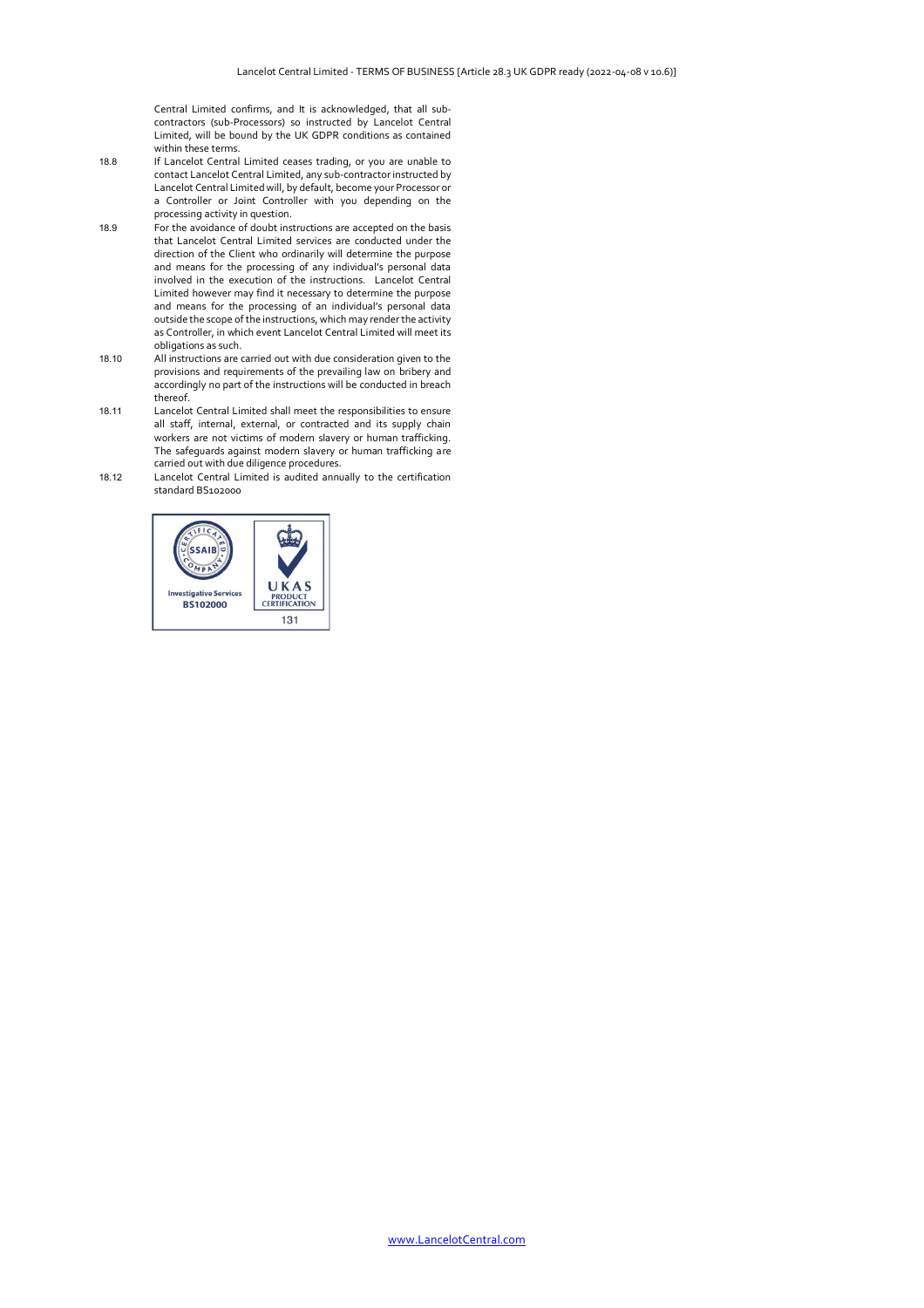Central Limited confirms, and It is acknowledged, that all sub-contractors (sub-Processors) so instructed by Lancelot Central Limited, will be bound by the UK GDPR conditions as contained within these terms.

18.8 If Lancelot Central Limited ceases trading, or you are unable to contact Lancelot Central Limited, any sub-contractor instructed by Lancelot Central Limited will, by default, become your Processor or a Controller or Joint Controller with you depending on the processing activity in question.

18.9 For the avoidance of doubt instructions are accepted on the basis that Lancelot Central Limited services are conducted under the direction of the Client who ordinarily will determine the purpose and means for the processing of any individual's personal data involved in the execution of the instructions. Lancelot Central Limited however may find it necessary to determine the purpose and means for the processing of an individual's personal data outside the scope of the instructions, which may render the activity as Controller, in which event Lancelot Central Limited will meet its obligations as such.

18.10 All instructions are carried out with due consideration given to the provisions and requirements of the prevailing law on bribery and accordingly no part of the instructions will be conducted in breach thereof.

18.11 Lancelot Central Limited shall meet the responsibilities to ensure all staff, internal, external, or contracted and its supply chain workers are not victims of modern slavery or human trafficking. The safeguards against modern slavery or human trafficking are carried out with due diligence procedures.

18.12 Lancelot Central Limited is audited annually to the certification standard BS102000

CERTIFICATED COMPANY SSAIB
Investigative Services
BS102000

UKAS
PRODUCT CERTIFICATION
131

www.LancelotCentral.com